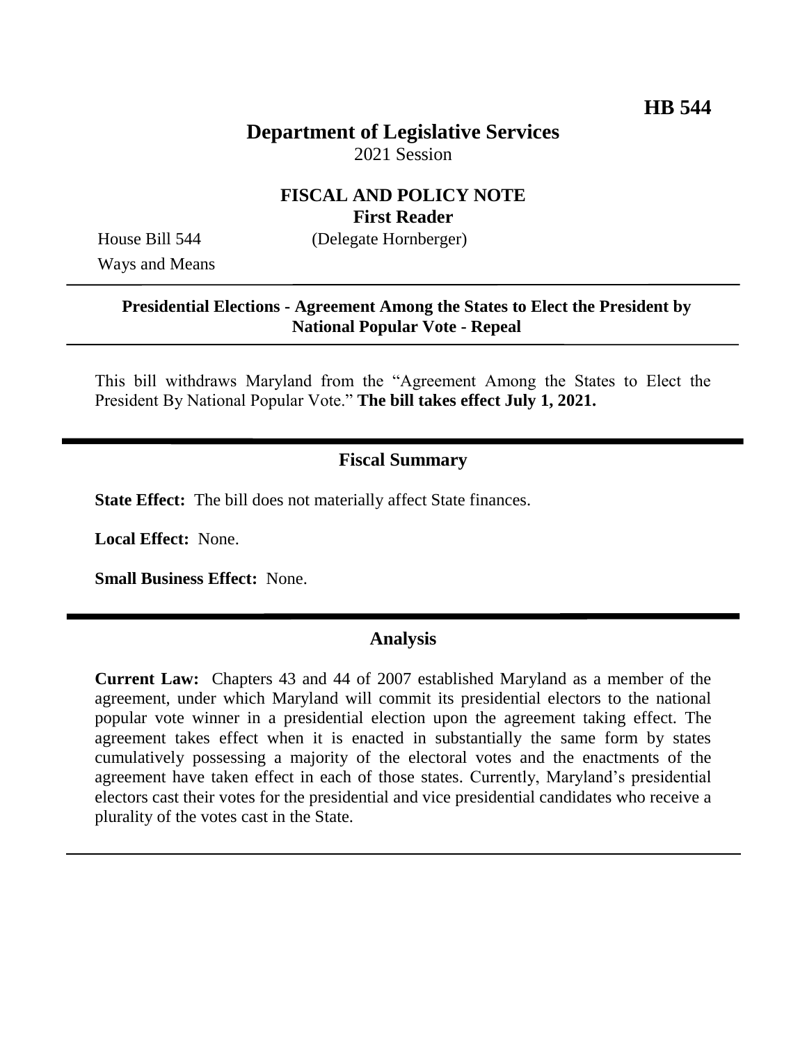**HB 544**

# Department of Legislative Services

2021 Session

## FISCAL AND POLICY NOTE
**First Reader**

House Bill 544 (Delegate Hornberger)
Ways and Means

---

**Presidential Elections - Agreement Among the States to Elect the President by National Popular Vote - Repeal**

---

This bill withdraws Maryland from the "Agreement Among the States to Elect the President By National Popular Vote." **The bill takes effect July 1, 2021.**

---

## Fiscal Summary

**State Effect:** The bill does not materially affect State finances.

**Local Effect:** None.

**Small Business Effect:** None.

---

## Analysis

**Current Law:** Chapters 43 and 44 of 2007 established Maryland as a member of the agreement, under which Maryland will commit its presidential electors to the national popular vote winner in a presidential election upon the agreement taking effect. The agreement takes effect when it is enacted in substantially the same form by states cumulatively possessing a majority of the electoral votes and the enactments of the agreement have taken effect in each of those states. Currently, Maryland's presidential electors cast their votes for the presidential and vice presidential candidates who receive a plurality of the votes cast in the State.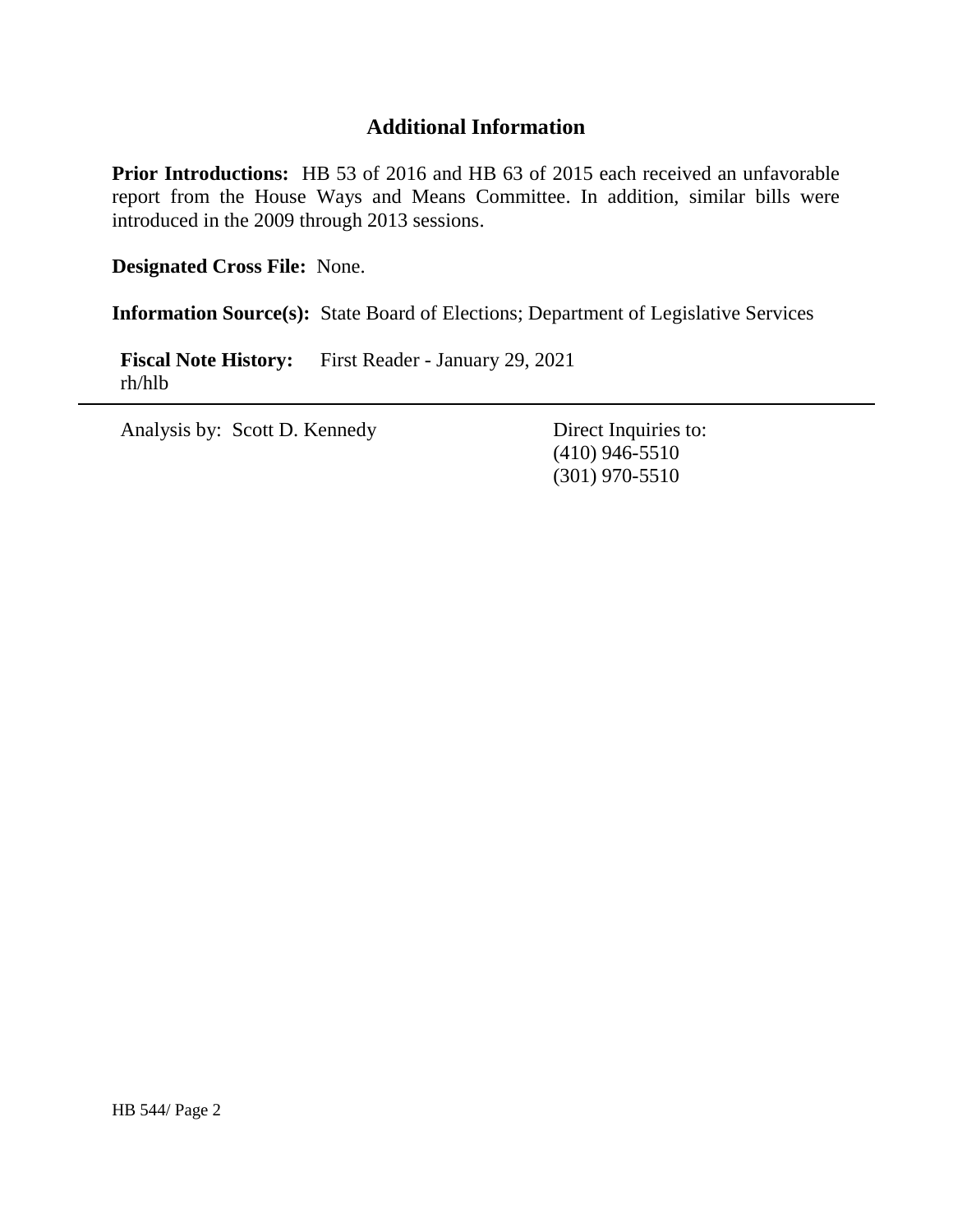## Additional Information

**Prior Introductions:** HB 53 of 2016 and HB 63 of 2015 each received an unfavorable report from the House Ways and Means Committee. In addition, similar bills were introduced in the 2009 through 2013 sessions.

**Designated Cross File:** None.

**Information Source(s):** State Board of Elections; Department of Legislative Services

**Fiscal Note History:** First Reader - January 29, 2021
rh/hlb

---

Analysis by: Scott D. Kennedy

Direct Inquiries to:
(410) 946-5510
(301) 970-5510